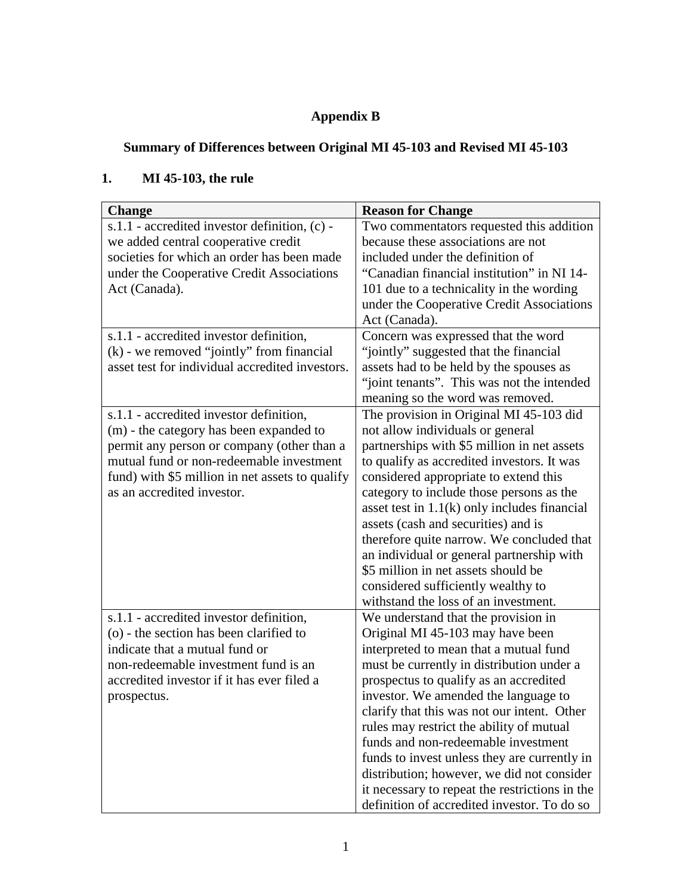# Appendix B

## Summary of Differences between Original MI 45-103 and Revised MI 45-103

### 1. MI 45-103, the rule

| Change | Reason for Change |
|---|---|
| s.1.1 - accredited investor definition, (c) - we added central cooperative credit societies for which an order has been made under the Cooperative Credit Associations Act (Canada). | Two commentators requested this addition because these associations are not included under the definition of "Canadian financial institution" in NI 14-101 due to a technicality in the wording under the Cooperative Credit Associations Act (Canada). |
| s.1.1 - accredited investor definition, (k) - we removed "jointly" from financial asset test for individual accredited investors. | Concern was expressed that the word "jointly" suggested that the financial assets had to be held by the spouses as "joint tenants". This was not the intended meaning so the word was removed. |
| s.1.1 - accredited investor definition, (m) - the category has been expanded to permit any person or company (other than a mutual fund or non-redeemable investment fund) with $5 million in net assets to qualify as an accredited investor. | The provision in Original MI 45-103 did not allow individuals or general partnerships with $5 million in net assets to qualify as accredited investors. It was considered appropriate to extend this category to include those persons as the asset test in 1.1(k) only includes financial assets (cash and securities) and is therefore quite narrow. We concluded that an individual or general partnership with $5 million in net assets should be considered sufficiently wealthy to withstand the loss of an investment. |
| s.1.1 - accredited investor definition, (o) - the section has been clarified to indicate that a mutual fund or non-redeemable investment fund is an accredited investor if it has ever filed a prospectus. | We understand that the provision in Original MI 45-103 may have been interpreted to mean that a mutual fund must be currently in distribution under a prospectus to qualify as an accredited investor. We amended the language to clarify that this was not our intent. Other rules may restrict the ability of mutual funds and non-redeemable investment funds to invest unless they are currently in distribution; however, we did not consider it necessary to repeat the restrictions in the definition of accredited investor. To do so |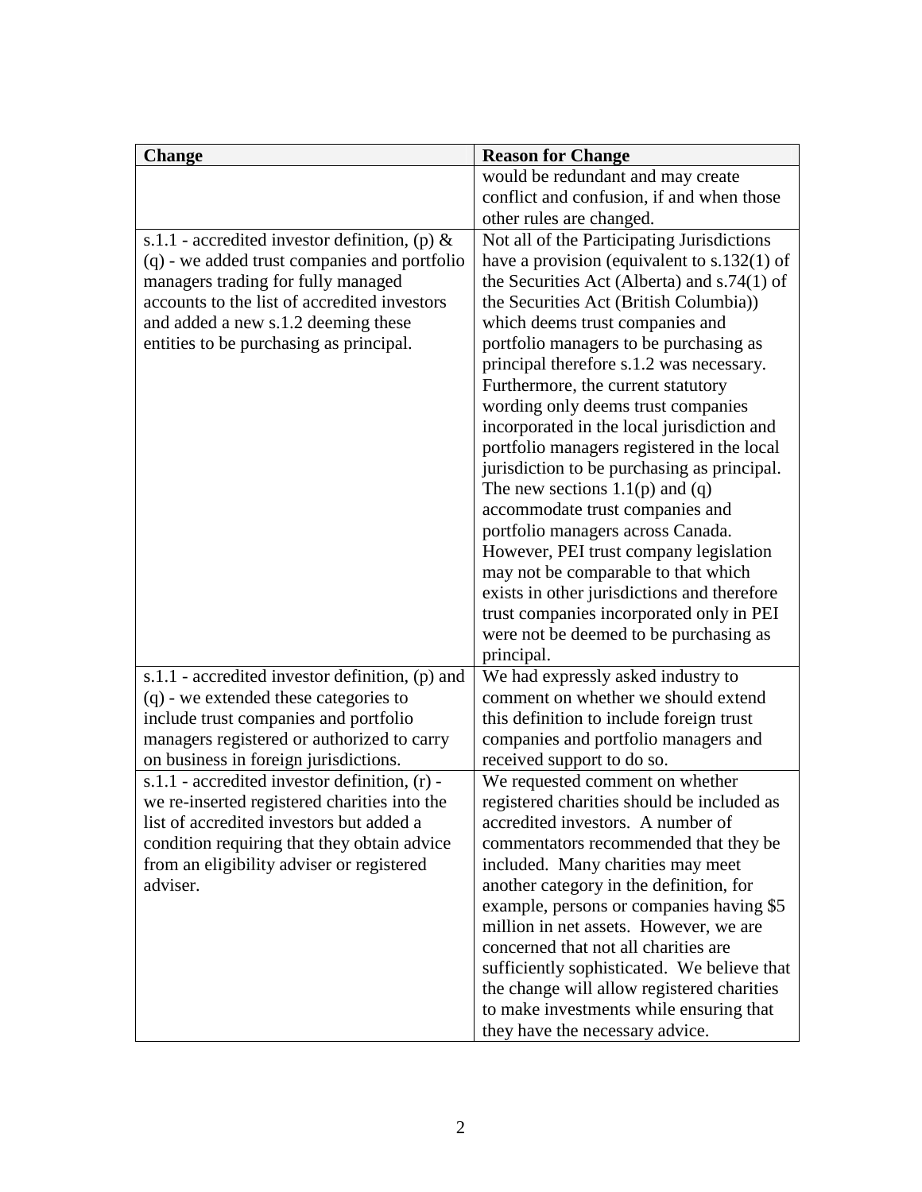| Change | Reason for Change |
| --- | --- |
| | would be redundant and may create conflict and confusion, if and when those other rules are changed. |
| s.1.1 - accredited investor definition, (p) & (q) - we added trust companies and portfolio managers trading for fully managed accounts to the list of accredited investors and added a new s.1.2 deeming these entities to be purchasing as principal. | Not all of the Participating Jurisdictions have a provision (equivalent to s.132(1) of the Securities Act (Alberta) and s.74(1) of the Securities Act (British Columbia)) which deems trust companies and portfolio managers to be purchasing as principal therefore s.1.2 was necessary. Furthermore, the current statutory wording only deems trust companies incorporated in the local jurisdiction and portfolio managers registered in the local jurisdiction to be purchasing as principal. The new sections 1.1(p) and (q) accommodate trust companies and portfolio managers across Canada. However, PEI trust company legislation may not be comparable to that which exists in other jurisdictions and therefore trust companies incorporated only in PEI were not be deemed to be purchasing as principal. |
| s.1.1 - accredited investor definition, (p) and (q) - we extended these categories to include trust companies and portfolio managers registered or authorized to carry on business in foreign jurisdictions. | We had expressly asked industry to comment on whether we should extend this definition to include foreign trust companies and portfolio managers and received support to do so. |
| s.1.1 - accredited investor definition, (r) - we re-inserted registered charities into the list of accredited investors but added a condition requiring that they obtain advice from an eligibility adviser or registered adviser. | We requested comment on whether registered charities should be included as accredited investors. A number of commentators recommended that they be included. Many charities may meet another category in the definition, for example, persons or companies having \$5 million in net assets. However, we are concerned that not all charities are sufficiently sophisticated. We believe that the change will allow registered charities to make investments while ensuring that they have the necessary advice. |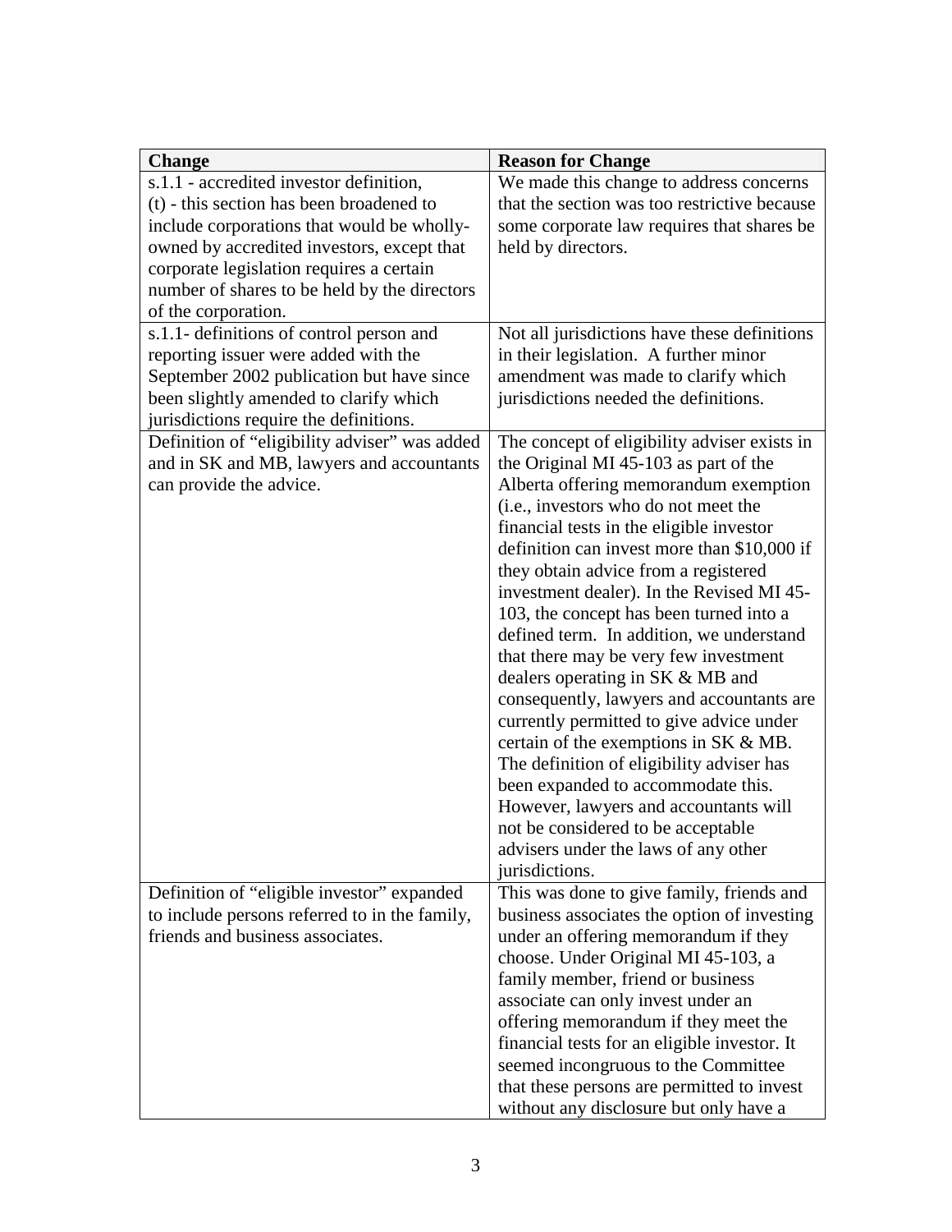| Change | Reason for Change |
| --- | --- |
| s.1.1 - accredited investor definition, (t) - this section has been broadened to include corporations that would be wholly-owned by accredited investors, except that corporate legislation requires a certain number of shares to be held by the directors of the corporation. | We made this change to address concerns that the section was too restrictive because some corporate law requires that shares be held by directors. |
| s.1.1- definitions of control person and reporting issuer were added with the September 2002 publication but have since been slightly amended to clarify which jurisdictions require the definitions. | Not all jurisdictions have these definitions in their legislation. A further minor amendment was made to clarify which jurisdictions needed the definitions. |
| Definition of "eligibility adviser" was added and in SK and MB, lawyers and accountants can provide the advice. | The concept of eligibility adviser exists in the Original MI 45-103 as part of the Alberta offering memorandum exemption (i.e., investors who do not meet the financial tests in the eligible investor definition can invest more than $10,000 if they obtain advice from a registered investment dealer). In the Revised MI 45-103, the concept has been turned into a defined term. In addition, we understand that there may be very few investment dealers operating in SK & MB and consequently, lawyers and accountants are currently permitted to give advice under certain of the exemptions in SK & MB. The definition of eligibility adviser has been expanded to accommodate this. However, lawyers and accountants will not be considered to be acceptable advisers under the laws of any other jurisdictions. |
| Definition of "eligible investor" expanded to include persons referred to in the family, friends and business associates. | This was done to give family, friends and business associates the option of investing under an offering memorandum if they choose. Under Original MI 45-103, a family member, friend or business associate can only invest under an offering memorandum if they meet the financial tests for an eligible investor. It seemed incongruous to the Committee that these persons are permitted to invest without any disclosure but only have a |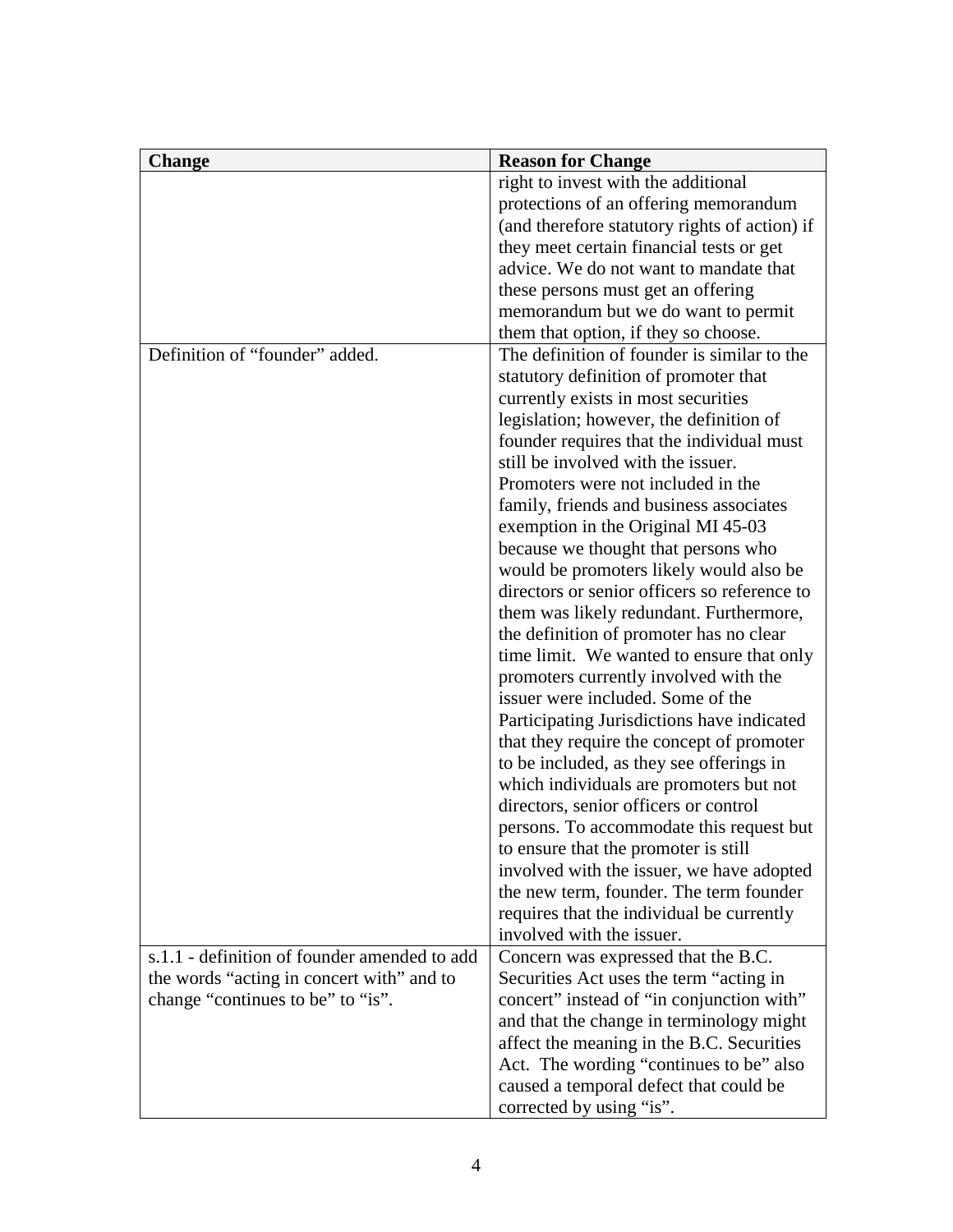| Change | Reason for Change |
| --- | --- |
| | right to invest with the additional protections of an offering memorandum (and therefore statutory rights of action) if they meet certain financial tests or get advice. We do not want to mandate that these persons must get an offering memorandum but we do want to permit them that option, if they so choose. |
| Definition of "founder" added. | The definition of founder is similar to the statutory definition of promoter that currently exists in most securities legislation; however, the definition of founder requires that the individual must still be involved with the issuer. Promoters were not included in the family, friends and business associates exemption in the Original MI 45-03 because we thought that persons who would be promoters likely would also be directors or senior officers so reference to them was likely redundant. Furthermore, the definition of promoter has no clear time limit. We wanted to ensure that only promoters currently involved with the issuer were included. Some of the Participating Jurisdictions have indicated that they require the concept of promoter to be included, as they see offerings in which individuals are promoters but not directors, senior officers or control persons. To accommodate this request but to ensure that the promoter is still involved with the issuer, we have adopted the new term, founder. The term founder requires that the individual be currently involved with the issuer. |
| s.1.1 - definition of founder amended to add the words "acting in concert with" and to change "continues to be" to "is". | Concern was expressed that the B.C. Securities Act uses the term "acting in concert" instead of "in conjunction with" and that the change in terminology might affect the meaning in the B.C. Securities Act. The wording "continues to be" also caused a temporal defect that could be corrected by using "is". |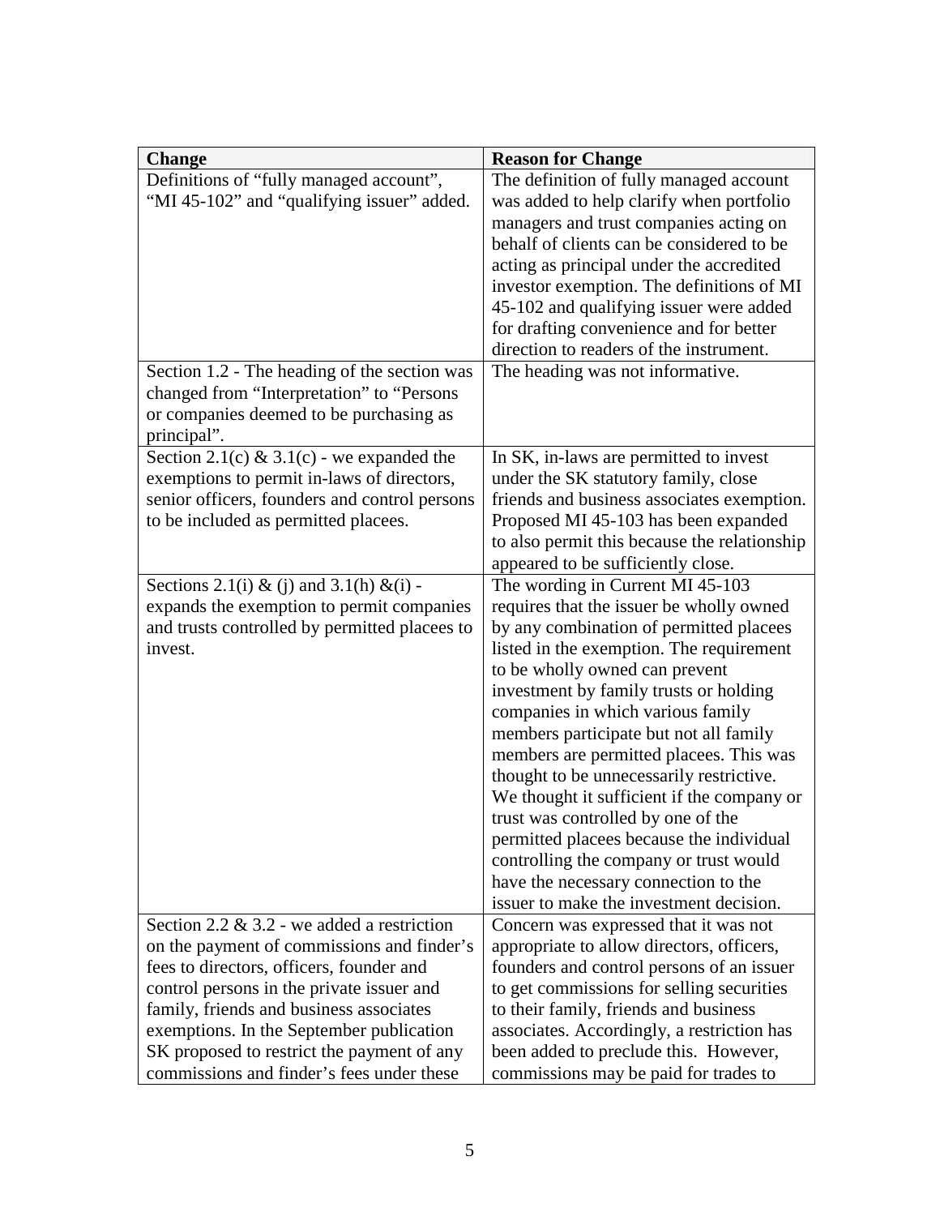| Change | Reason for Change |
| --- | --- |
| Definitions of "fully managed account", "MI 45-102" and "qualifying issuer" added. | The definition of fully managed account was added to help clarify when portfolio managers and trust companies acting on behalf of clients can be considered to be acting as principal under the accredited investor exemption. The definitions of MI 45-102 and qualifying issuer were added for drafting convenience and for better direction to readers of the instrument. |
| Section 1.2 - The heading of the section was changed from "Interpretation" to "Persons or companies deemed to be purchasing as principal". | The heading was not informative. |
| Section 2.1(c) & 3.1(c) - we expanded the exemptions to permit in-laws of directors, senior officers, founders and control persons to be included as permitted placees. | In SK, in-laws are permitted to invest under the SK statutory family, close friends and business associates exemption. Proposed MI 45-103 has been expanded to also permit this because the relationship appeared to be sufficiently close. |
| Sections 2.1(i) & (j) and 3.1(h) &(i) - expands the exemption to permit companies and trusts controlled by permitted placees to invest. | The wording in Current MI 45-103 requires that the issuer be wholly owned by any combination of permitted placees listed in the exemption. The requirement to be wholly owned can prevent investment by family trusts or holding companies in which various family members participate but not all family members are permitted placees. This was thought to be unnecessarily restrictive. We thought it sufficient if the company or trust was controlled by one of the permitted placees because the individual controlling the company or trust would have the necessary connection to the issuer to make the investment decision. |
| Section 2.2 & 3.2 - we added a restriction on the payment of commissions and finder's fees to directors, officers, founder and control persons in the private issuer and family, friends and business associates exemptions. In the September publication SK proposed to restrict the payment of any commissions and finder's fees under these | Concern was expressed that it was not appropriate to allow directors, officers, founders and control persons of an issuer to get commissions for selling securities to their family, friends and business associates. Accordingly, a restriction has been added to preclude this. However, commissions may be paid for trades to |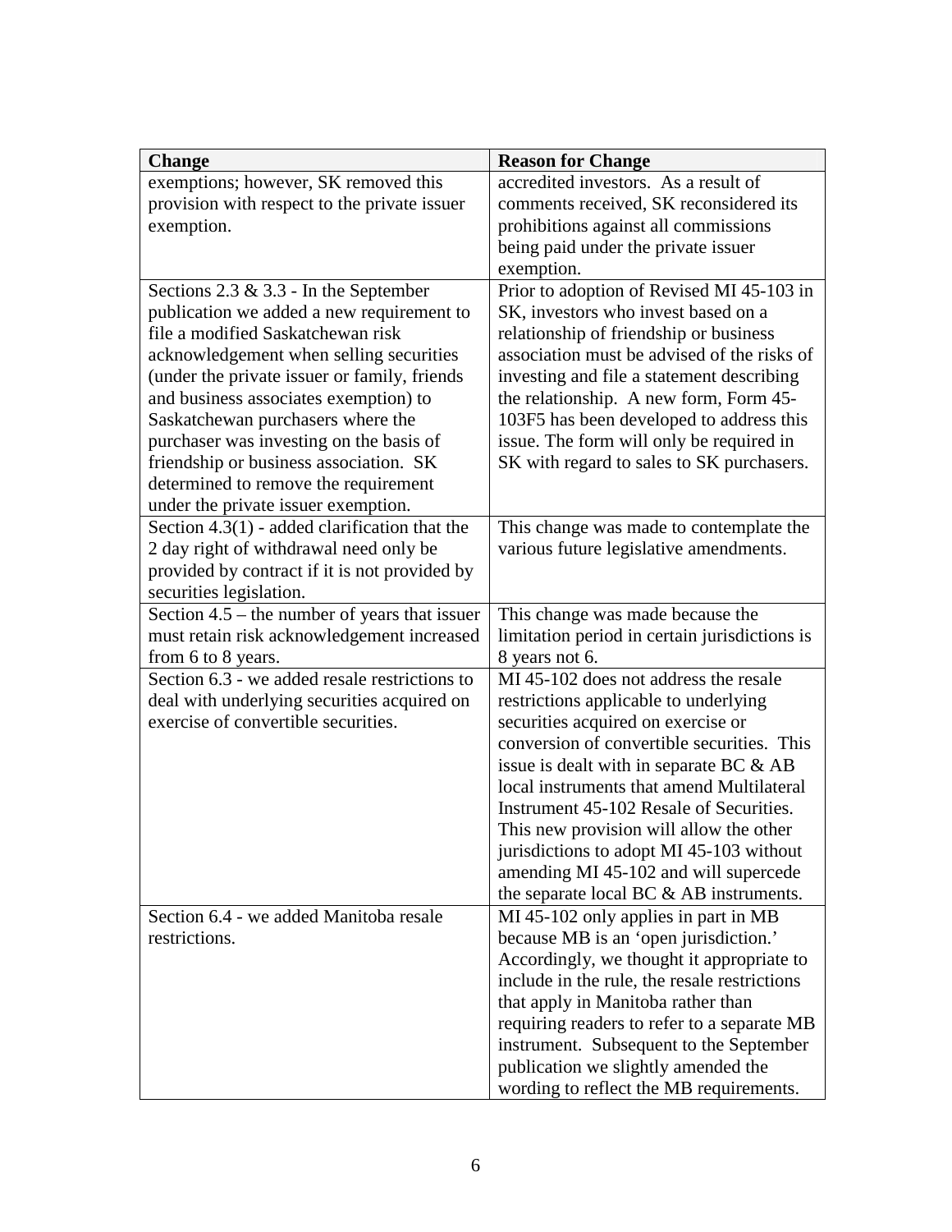| Change | Reason for Change |
|---|---|
| exemptions; however, SK removed this provision with respect to the private issuer exemption. | accredited investors. As a result of comments received, SK reconsidered its prohibitions against all commissions being paid under the private issuer exemption. |
| Sections 2.3 & 3.3 - In the September publication we added a new requirement to file a modified Saskatchewan risk acknowledgement when selling securities (under the private issuer or family, friends and business associates exemption) to Saskatchewan purchasers where the purchaser was investing on the basis of friendship or business association. SK determined to remove the requirement under the private issuer exemption. | Prior to adoption of Revised MI 45-103 in SK, investors who invest based on a relationship of friendship or business association must be advised of the risks of investing and file a statement describing the relationship. A new form, Form 45-103F5 has been developed to address this issue. The form will only be required in SK with regard to sales to SK purchasers. |
| Section 4.3(1) - added clarification that the 2 day right of withdrawal need only be provided by contract if it is not provided by securities legislation. | This change was made to contemplate the various future legislative amendments. |
| Section 4.5 – the number of years that issuer must retain risk acknowledgement increased from 6 to 8 years. | This change was made because the limitation period in certain jurisdictions is 8 years not 6. |
| Section 6.3 - we added resale restrictions to deal with underlying securities acquired on exercise of convertible securities. | MI 45-102 does not address the resale restrictions applicable to underlying securities acquired on exercise or conversion of convertible securities. This issue is dealt with in separate BC & AB local instruments that amend Multilateral Instrument 45-102 Resale of Securities. This new provision will allow the other jurisdictions to adopt MI 45-103 without amending MI 45-102 and will supercede the separate local BC & AB instruments. |
| Section 6.4 - we added Manitoba resale restrictions. | MI 45-102 only applies in part in MB because MB is an 'open jurisdiction.' Accordingly, we thought it appropriate to include in the rule, the resale restrictions that apply in Manitoba rather than requiring readers to refer to a separate MB instrument. Subsequent to the September publication we slightly amended the wording to reflect the MB requirements. |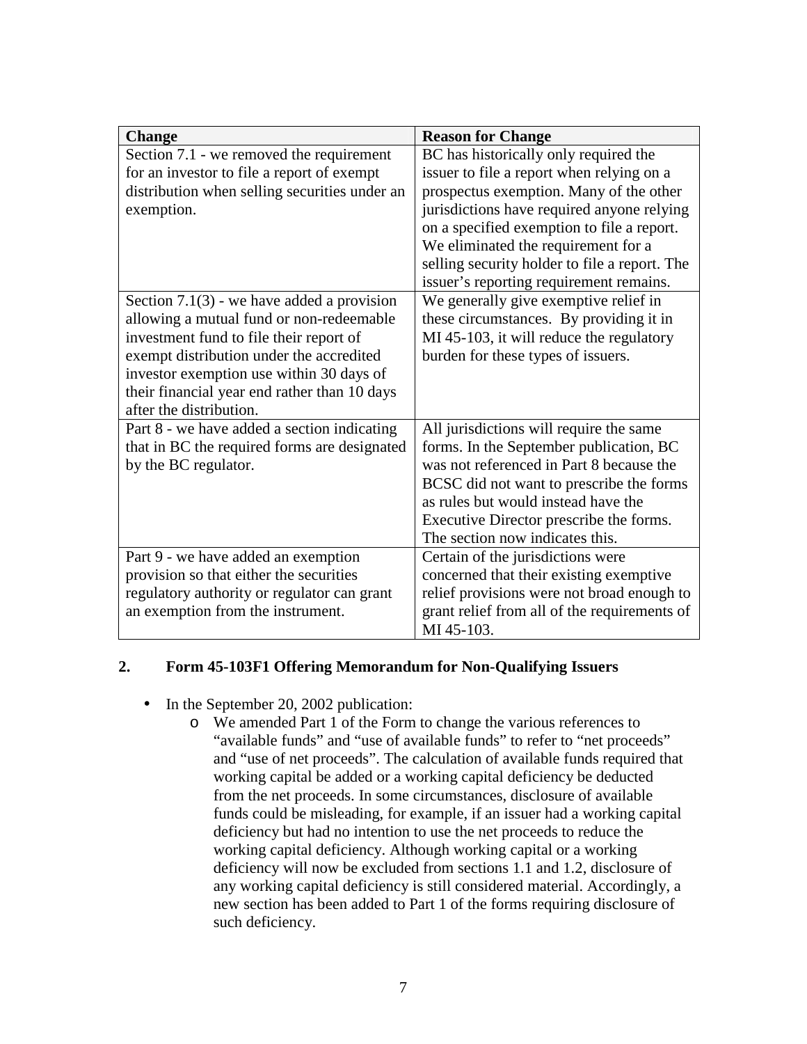| Change | Reason for Change |
|---|---|
| Section 7.1 - we removed the requirement for an investor to file a report of exempt distribution when selling securities under an exemption. | BC has historically only required the issuer to file a report when relying on a prospectus exemption. Many of the other jurisdictions have required anyone relying on a specified exemption to file a report. We eliminated the requirement for a selling security holder to file a report. The issuer's reporting requirement remains. |
| Section 7.1(3) - we have added a provision allowing a mutual fund or non-redeemable investment fund to file their report of exempt distribution under the accredited investor exemption use within 30 days of their financial year end rather than 10 days after the distribution. | We generally give exemptive relief in these circumstances. By providing it in MI 45-103, it will reduce the regulatory burden for these types of issuers. |
| Part 8 - we have added a section indicating that in BC the required forms are designated by the BC regulator. | All jurisdictions will require the same forms. In the September publication, BC was not referenced in Part 8 because the BCSC did not want to prescribe the forms as rules but would instead have the Executive Director prescribe the forms. The section now indicates this. |
| Part 9 - we have added an exemption provision so that either the securities regulatory authority or regulator can grant an exemption from the instrument. | Certain of the jurisdictions were concerned that their existing exemptive relief provisions were not broad enough to grant relief from all of the requirements of MI 45-103. |

## 2. Form 45-103F1 Offering Memorandum for Non-Qualifying Issuers

- In the September 20, 2002 publication:
  - We amended Part 1 of the Form to change the various references to "available funds" and "use of available funds" to refer to "net proceeds" and "use of net proceeds". The calculation of available funds required that working capital be added or a working capital deficiency be deducted from the net proceeds. In some circumstances, disclosure of available funds could be misleading, for example, if an issuer had a working capital deficiency but had no intention to use the net proceeds to reduce the working capital deficiency. Although working capital or a working deficiency will now be excluded from sections 1.1 and 1.2, disclosure of any working capital deficiency is still considered material. Accordingly, a new section has been added to Part 1 of the forms requiring disclosure of such deficiency.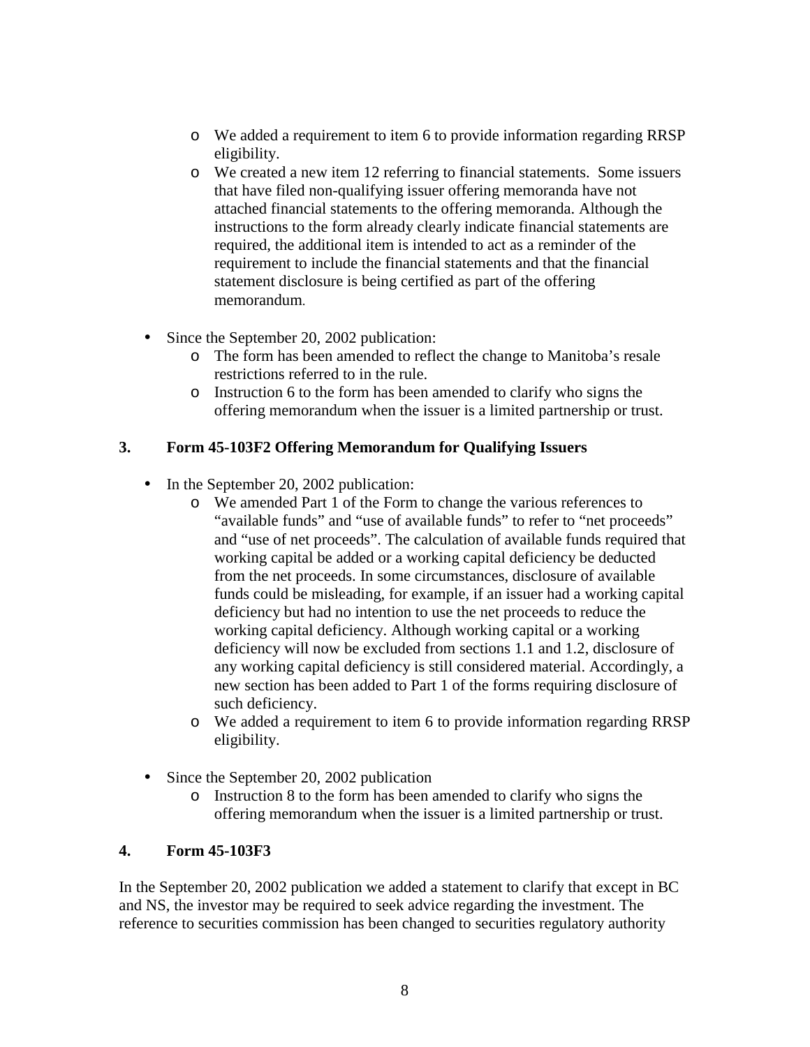- We added a requirement to item 6 to provide information regarding RRSP eligibility.
  - We created a new item 12 referring to financial statements. Some issuers that have filed non-qualifying issuer offering memoranda have not attached financial statements to the offering memoranda. Although the instructions to the form already clearly indicate financial statements are required, the additional item is intended to act as a reminder of the requirement to include the financial statements and that the financial statement disclosure is being certified as part of the offering memorandum.

- Since the September 20, 2002 publication:
  - The form has been amended to reflect the change to Manitoba's resale restrictions referred to in the rule.
  - Instruction 6 to the form has been amended to clarify who signs the offering memorandum when the issuer is a limited partnership or trust.

### 3. Form 45-103F2 Offering Memorandum for Qualifying Issuers

- In the September 20, 2002 publication:
  - We amended Part 1 of the Form to change the various references to "available funds" and "use of available funds" to refer to "net proceeds" and "use of net proceeds". The calculation of available funds required that working capital be added or a working capital deficiency be deducted from the net proceeds. In some circumstances, disclosure of available funds could be misleading, for example, if an issuer had a working capital deficiency but had no intention to use the net proceeds to reduce the working capital deficiency. Although working capital or a working deficiency will now be excluded from sections 1.1 and 1.2, disclosure of any working capital deficiency is still considered material. Accordingly, a new section has been added to Part 1 of the forms requiring disclosure of such deficiency.
  - We added a requirement to item 6 to provide information regarding RRSP eligibility.

- Since the September 20, 2002 publication
  - Instruction 8 to the form has been amended to clarify who signs the offering memorandum when the issuer is a limited partnership or trust.

### 4. Form 45-103F3

In the September 20, 2002 publication we added a statement to clarify that except in BC and NS, the investor may be required to seek advice regarding the investment. The reference to securities commission has been changed to securities regulatory authority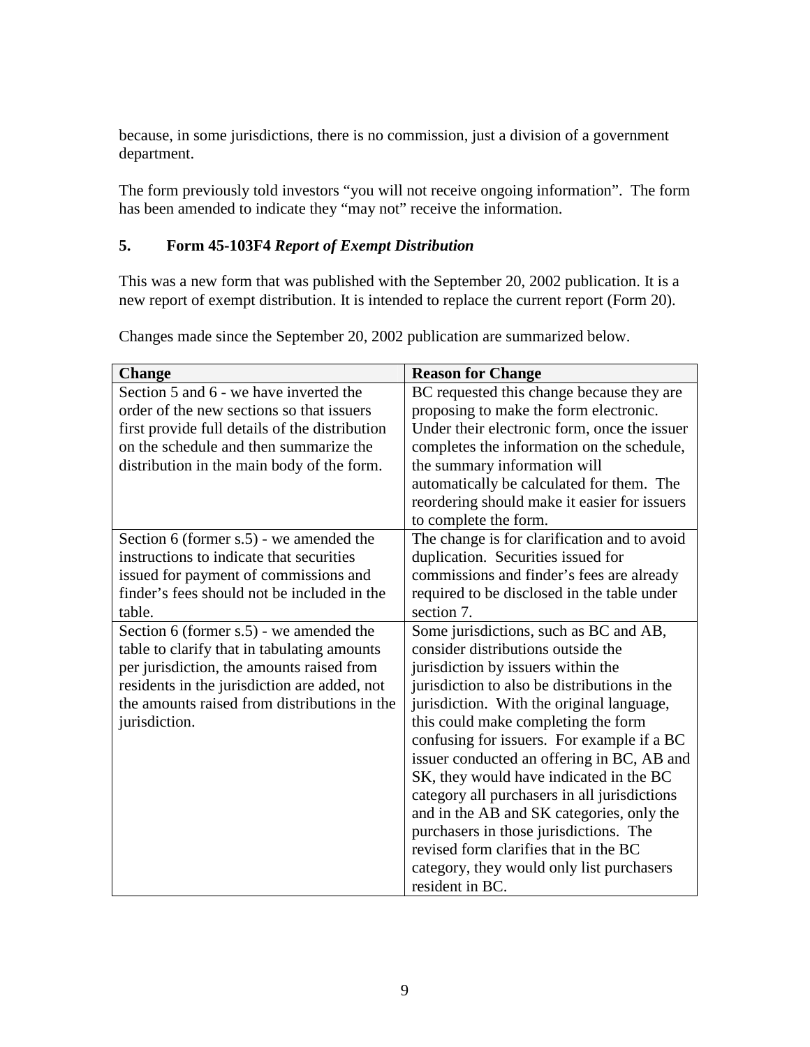because, in some jurisdictions, there is no commission, just a division of a government department.

The form previously told investors "you will not receive ongoing information". The form has been amended to indicate they "may not" receive the information.

## 5. Form 45-103F4 *Report of Exempt Distribution*

This was a new form that was published with the September 20, 2002 publication. It is a new report of exempt distribution. It is intended to replace the current report (Form 20).

Changes made since the September 20, 2002 publication are summarized below.

| Change | Reason for Change |
|---|---|
| Section 5 and 6 - we have inverted the order of the new sections so that issuers first provide full details of the distribution on the schedule and then summarize the distribution in the main body of the form. | BC requested this change because they are proposing to make the form electronic. Under their electronic form, once the issuer completes the information on the schedule, the summary information will automatically be calculated for them. The reordering should make it easier for issuers to complete the form. |
| Section 6 (former s.5) - we amended the instructions to indicate that securities issued for payment of commissions and finder's fees should not be included in the table. | The change is for clarification and to avoid duplication. Securities issued for commissions and finder's fees are already required to be disclosed in the table under section 7. |
| Section 6 (former s.5) - we amended the table to clarify that in tabulating amounts per jurisdiction, the amounts raised from residents in the jurisdiction are added, not the amounts raised from distributions in the jurisdiction. | Some jurisdictions, such as BC and AB, consider distributions outside the jurisdiction by issuers within the jurisdiction to also be distributions in the jurisdiction. With the original language, this could make completing the form confusing for issuers. For example if a BC issuer conducted an offering in BC, AB and SK, they would have indicated in the BC category all purchasers in all jurisdictions and in the AB and SK categories, only the purchasers in those jurisdictions. The revised form clarifies that in the BC category, they would only list purchasers resident in BC. |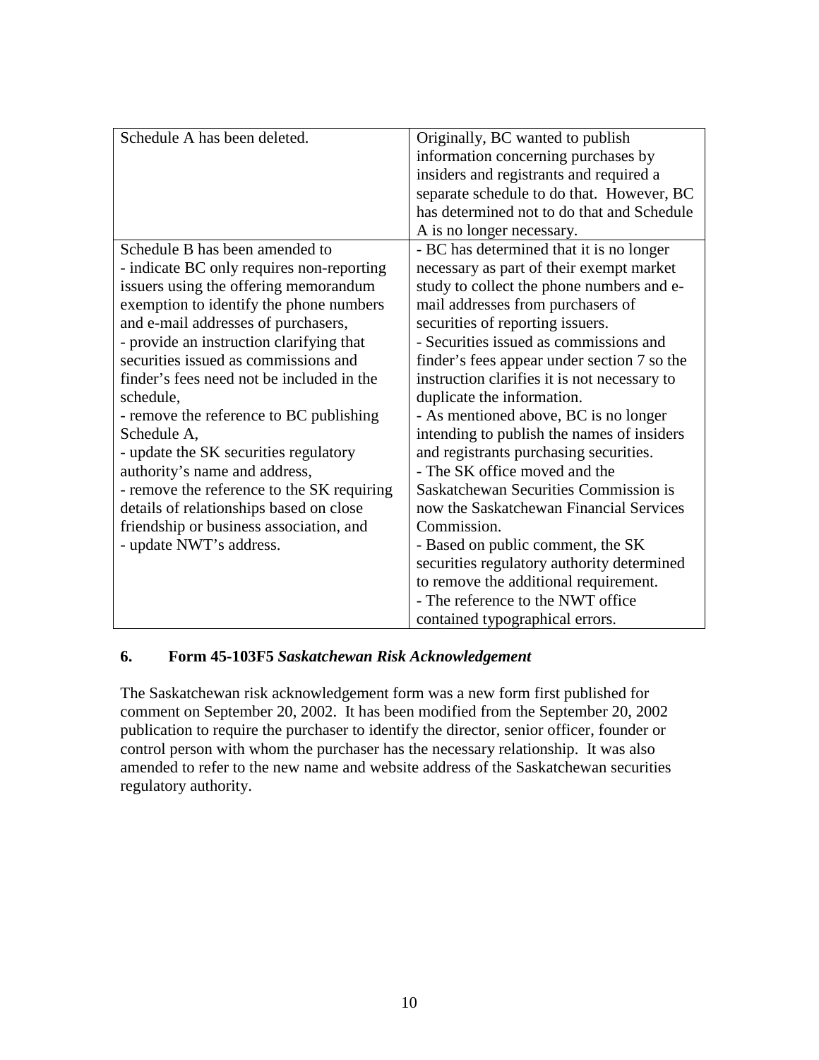| | |
|---|---|
| Schedule A has been deleted. | Originally, BC wanted to publish information concerning purchases by insiders and registrants and required a separate schedule to do that. However, BC has determined not to do that and Schedule A is no longer necessary. |
| Schedule B has been amended to<br>- indicate BC only requires non-reporting issuers using the offering memorandum exemption to identify the phone numbers and e-mail addresses of purchasers,<br>- provide an instruction clarifying that securities issued as commissions and finder's fees need not be included in the schedule,<br>- remove the reference to BC publishing Schedule A,<br>- update the SK securities regulatory authority's name and address,<br>- remove the reference to the SK requiring details of relationships based on close friendship or business association, and<br>- update NWT's address. | - BC has determined that it is no longer necessary as part of their exempt market study to collect the phone numbers and e-mail addresses from purchasers of securities of reporting issuers.<br>- Securities issued as commissions and finder's fees appear under section 7 so the instruction clarifies it is not necessary to duplicate the information.<br>- As mentioned above, BC is no longer intending to publish the names of insiders and registrants purchasing securities.<br>- The SK office moved and the Saskatchewan Securities Commission is now the Saskatchewan Financial Services Commission.<br>- Based on public comment, the SK securities regulatory authority determined to remove the additional requirement.<br>- The reference to the NWT office contained typographical errors. |

## 6. Form 45-103F5 *Saskatchewan Risk Acknowledgement*

The Saskatchewan risk acknowledgement form was a new form first published for comment on September 20, 2002. It has been modified from the September 20, 2002 publication to require the purchaser to identify the director, senior officer, founder or control person with whom the purchaser has the necessary relationship. It was also amended to refer to the new name and website address of the Saskatchewan securities regulatory authority.